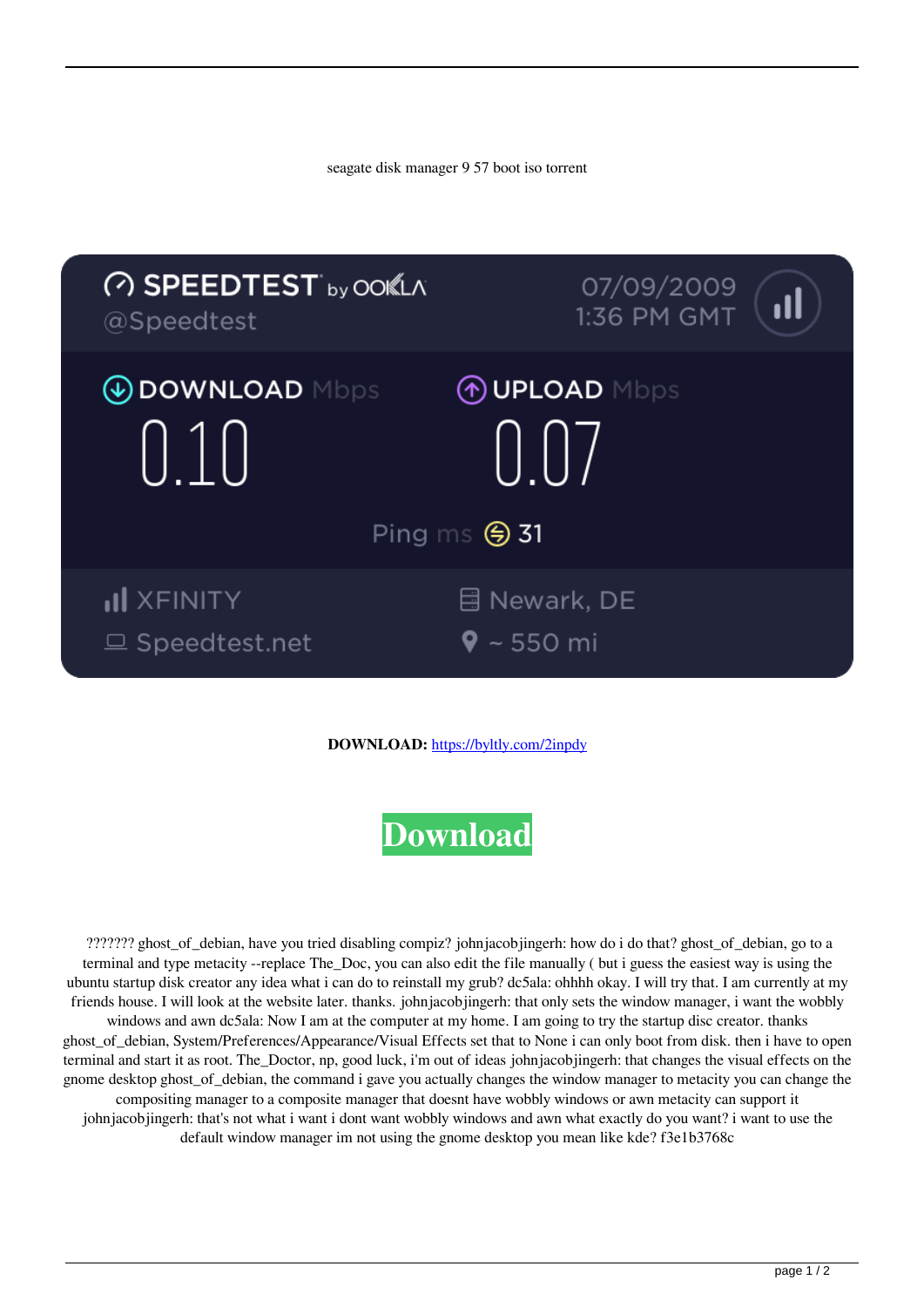seagate disk manager 9 57 boot iso torrent

**DOWNLOAD:** https://byltly.com/2inpdy

**Download**

??????? ghost_of_debian, have you tried disabling compiz? johnjacobjingerh: how do i do that? ghost_of_debian, go to a terminal and type metacity --replace The_Doc, you can also edit the file manually ( but i guess the easiest way is using the ubuntu startup disk creator any idea what i can do to reinstall my grub? dc5ala: ohhhh okay. I will try that. I am currently at my friends house. I will look at the website later. thanks. johnjacobjingerh: that only sets the window manager, i want the wobbly windows and awn dc5ala: Now I am at the computer at my home. I am going to try the startup disc creator. thanks ghost_of_debian, System/Preferences/Appearance/Visual Effects set that to None i can only boot from disk. then i have to open terminal and start it as root. The_Doctor, np, good luck, i'm out of ideas johnjacobjingerh: that changes the visual effects on the gnome desktop ghost_of_debian, the command i gave you actually changes the window manager to metacity you can change the compositing manager to a composite manager that doesnt have wobbly windows or awn metacity can support it johnjacobjingerh: that's not what i want i dont want wobbly windows and awn what exactly do you want? i want to use the default window manager im not using the gnome desktop you mean like kde? f3e1b3768c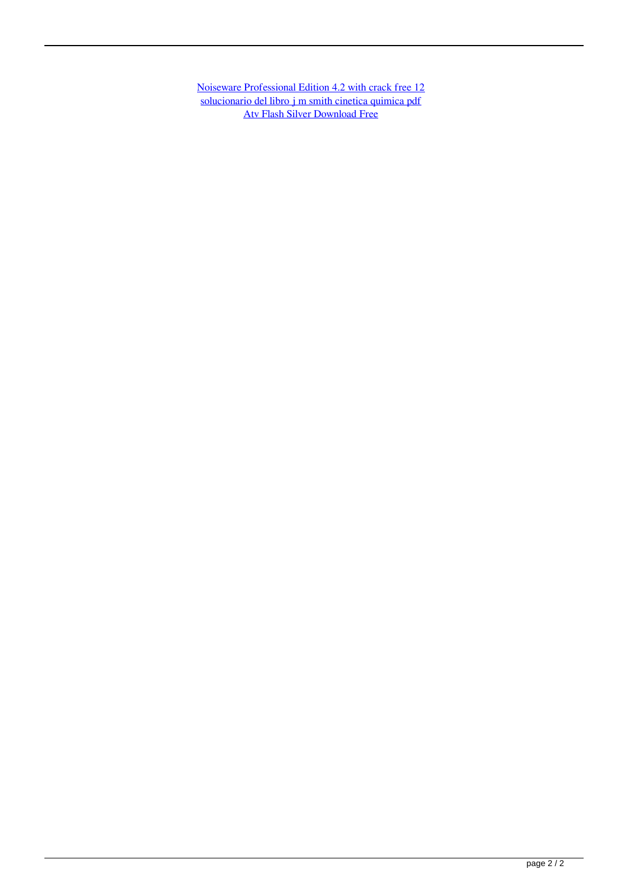Noiseware Professional Edition 4.2 with crack free 12
solucionario del libro j m smith cinetica quimica pdf
Atv Flash Silver Download Free